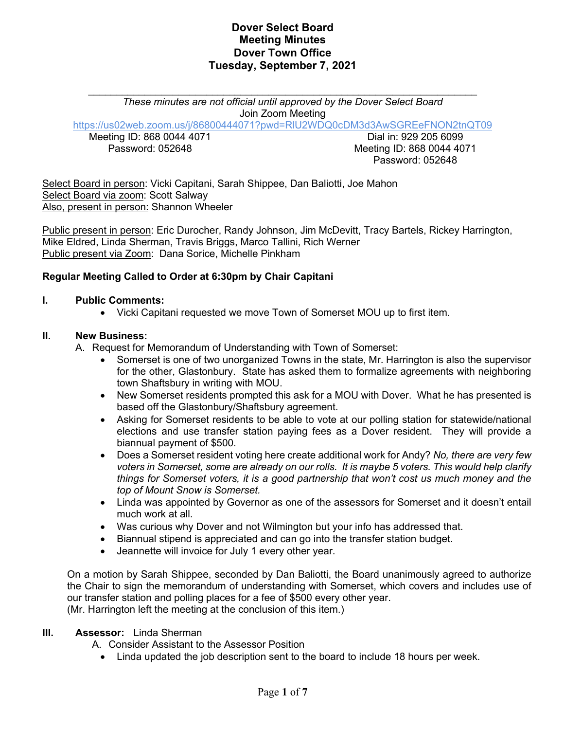# Dover Select Board
# Meeting Minutes
# Dover Town Office
# Tuesday, September 7, 2021

---

*These minutes are not official until approved by the Dover Select Board*

Join Zoom Meeting

https://us02web.zoom.us/j/86800444071?pwd=RlU2WDQ0cDM3d3AwSGREeFNON2tnQT09

Meeting ID: 868 0044 4071
Password: 052648

Dial in: 929 205 6099
Meeting ID: 868 0044 4071
Password: 052648

Select Board in person: Vicki Capitani, Sarah Shippee, Dan Baliotti, Joe Mahon
Select Board via zoom: Scott Salway
Also, present in person: Shannon Wheeler

Public present in person: Eric Durocher, Randy Johnson, Jim McDevitt, Tracy Bartels, Rickey Harrington, Mike Eldred, Linda Sherman, Travis Briggs, Marco Tallini, Rich Werner
Public present via Zoom: Dana Sorice, Michelle Pinkham

**Regular Meeting Called to Order at 6:30pm by Chair Capitani**

**I. Public Comments:**

- Vicki Capitani requested we move Town of Somerset MOU up to first item.

**II. New Business:**

A. Request for Memorandum of Understanding with Town of Somerset:

- Somerset is one of two unorganized Towns in the state, Mr. Harrington is also the supervisor for the other, Glastonbury. State has asked them to formalize agreements with neighboring town Shaftsbury in writing with MOU.
- New Somerset residents prompted this ask for a MOU with Dover. What he has presented is based off the Glastonbury/Shaftsbury agreement.
- Asking for Somerset residents to be able to vote at our polling station for statewide/national elections and use transfer station paying fees as a Dover resident. They will provide a biannual payment of $500.
- Does a Somerset resident voting here create additional work for Andy? *No, there are very few voters in Somerset, some are already on our rolls. It is maybe 5 voters. This would help clarify things for Somerset voters, it is a good partnership that won't cost us much money and the top of Mount Snow is Somerset.*
- Linda was appointed by Governor as one of the assessors for Somerset and it doesn't entail much work at all.
- Was curious why Dover and not Wilmington but your info has addressed that.
- Biannual stipend is appreciated and can go into the transfer station budget.
- Jeannette will invoice for July 1 every other year.

On a motion by Sarah Shippee, seconded by Dan Baliotti, the Board unanimously agreed to authorize the Chair to sign the memorandum of understanding with Somerset, which covers and includes use of our transfer station and polling places for a fee of $500 every other year.
(Mr. Harrington left the meeting at the conclusion of this item.)

**III. Assessor:** Linda Sherman

A. Consider Assistant to the Assessor Position

- Linda updated the job description sent to the board to include 18 hours per week.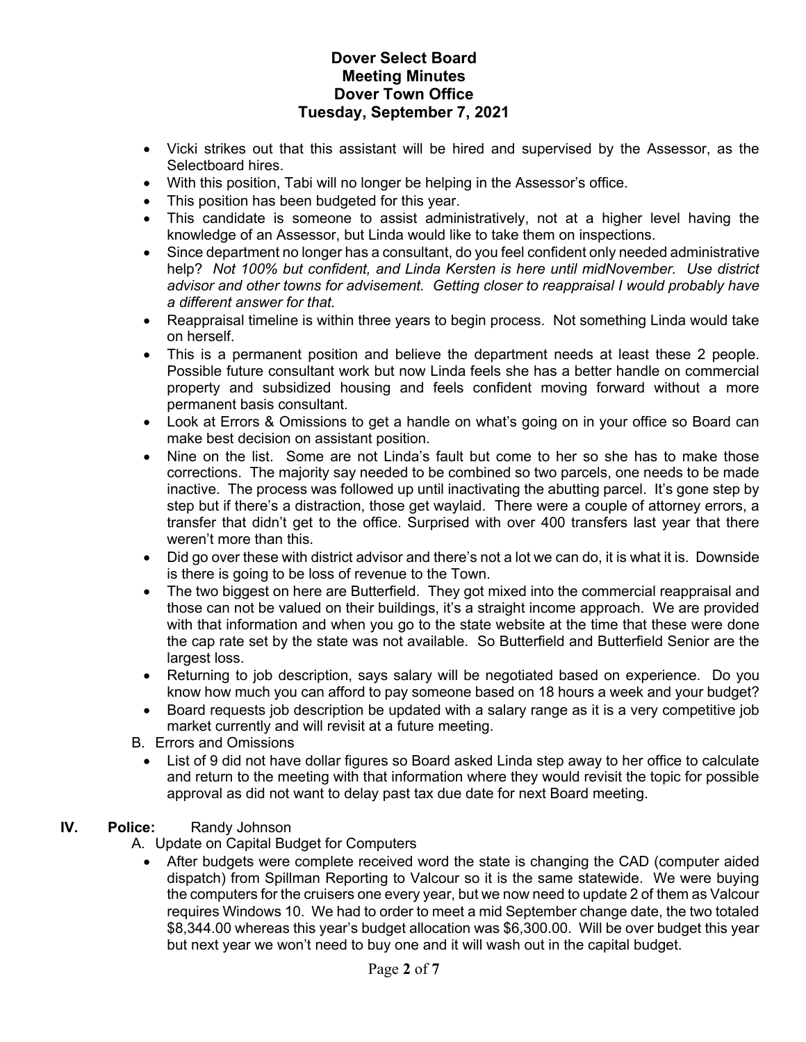# Dover Select Board
# Meeting Minutes
# Dover Town Office
# Tuesday, September 7, 2021

- Vicki strikes out that this assistant will be hired and supervised by the Assessor, as the Selectboard hires.
- With this position, Tabi will no longer be helping in the Assessor's office.
- This position has been budgeted for this year.
- This candidate is someone to assist administratively, not at a higher level having the knowledge of an Assessor, but Linda would like to take them on inspections.
- Since department no longer has a consultant, do you feel confident only needed administrative help? *Not 100% but confident, and Linda Kersten is here until midNovember. Use district advisor and other towns for advisement. Getting closer to reappraisal I would probably have a different answer for that.*
- Reappraisal timeline is within three years to begin process. Not something Linda would take on herself.
- This is a permanent position and believe the department needs at least these 2 people. Possible future consultant work but now Linda feels she has a better handle on commercial property and subsidized housing and feels confident moving forward without a more permanent basis consultant.
- Look at Errors & Omissions to get a handle on what's going on in your office so Board can make best decision on assistant position.
- Nine on the list. Some are not Linda's fault but come to her so she has to make those corrections. The majority say needed to be combined so two parcels, one needs to be made inactive. The process was followed up until inactivating the abutting parcel. It's gone step by step but if there's a distraction, those get waylaid. There were a couple of attorney errors, a transfer that didn't get to the office. Surprised with over 400 transfers last year that there weren't more than this.
- Did go over these with district advisor and there's not a lot we can do, it is what it is. Downside is there is going to be loss of revenue to the Town.
- The two biggest on here are Butterfield. They got mixed into the commercial reappraisal and those can not be valued on their buildings, it's a straight income approach. We are provided with that information and when you go to the state website at the time that these were done the cap rate set by the state was not available. So Butterfield and Butterfield Senior are the largest loss.
- Returning to job description, says salary will be negotiated based on experience. Do you know how much you can afford to pay someone based on 18 hours a week and your budget?
- Board requests job description be updated with a salary range as it is a very competitive job market currently and will revisit at a future meeting.

B. Errors and Omissions

- List of 9 did not have dollar figures so Board asked Linda step away to her office to calculate and return to the meeting with that information where they would revisit the topic for possible approval as did not want to delay past tax due date for next Board meeting.

## IV. Police: Randy Johnson

A. Update on Capital Budget for Computers

- After budgets were complete received word the state is changing the CAD (computer aided dispatch) from Spillman Reporting to Valcour so it is the same statewide. We were buying the computers for the cruisers one every year, but we now need to update 2 of them as Valcour requires Windows 10. We had to order to meet a mid September change date, the two totaled $8,344.00 whereas this year's budget allocation was $6,300.00. Will be over budget this year but next year we won't need to buy one and it will wash out in the capital budget.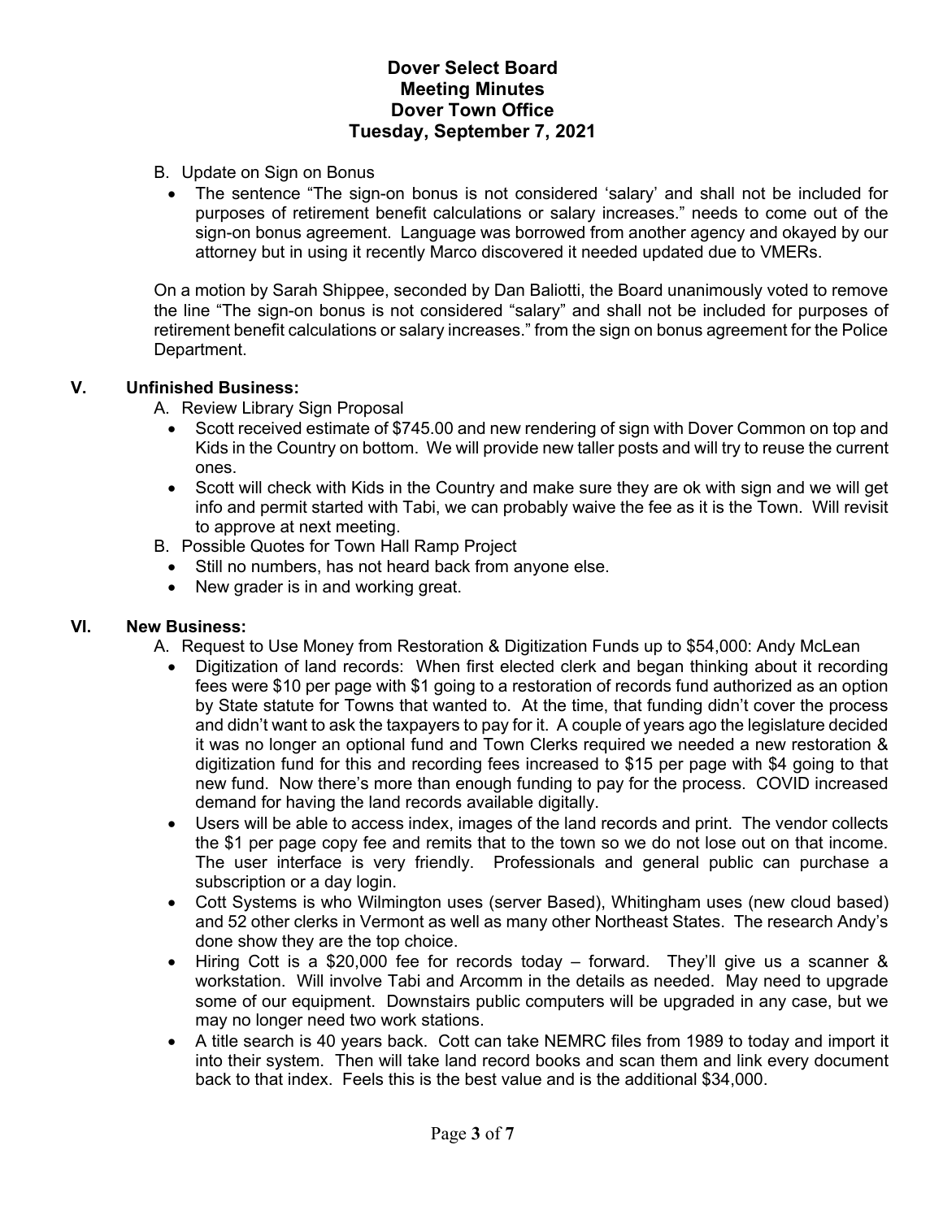B. Update on Sign on Bonus

- The sentence "The sign-on bonus is not considered 'salary' and shall not be included for purposes of retirement benefit calculations or salary increases." needs to come out of the sign-on bonus agreement. Language was borrowed from another agency and okayed by our attorney but in using it recently Marco discovered it needed updated due to VMERs.

On a motion by Sarah Shippee, seconded by Dan Baliotti, the Board unanimously voted to remove the line "The sign-on bonus is not considered "salary" and shall not be included for purposes of retirement benefit calculations or salary increases." from the sign on bonus agreement for the Police Department.

## V. Unfinished Business:

A. Review Library Sign Proposal

- Scott received estimate of $745.00 and new rendering of sign with Dover Common on top and Kids in the Country on bottom. We will provide new taller posts and will try to reuse the current ones.
- Scott will check with Kids in the Country and make sure they are ok with sign and we will get info and permit started with Tabi, we can probably waive the fee as it is the Town. Will revisit to approve at next meeting.

B. Possible Quotes for Town Hall Ramp Project

- Still no numbers, has not heard back from anyone else.
- New grader is in and working great.

## VI. New Business:

A. Request to Use Money from Restoration & Digitization Funds up to $54,000: Andy McLean

- Digitization of land records: When first elected clerk and began thinking about it recording fees were $10 per page with $1 going to a restoration of records fund authorized as an option by State statute for Towns that wanted to. At the time, that funding didn't cover the process and didn't want to ask the taxpayers to pay for it. A couple of years ago the legislature decided it was no longer an optional fund and Town Clerks required we needed a new restoration & digitization fund for this and recording fees increased to $15 per page with $4 going to that new fund. Now there's more than enough funding to pay for the process. COVID increased demand for having the land records available digitally.
- Users will be able to access index, images of the land records and print. The vendor collects the $1 per page copy fee and remits that to the town so we do not lose out on that income. The user interface is very friendly. Professionals and general public can purchase a subscription or a day login.
- Cott Systems is who Wilmington uses (server Based), Whitingham uses (new cloud based) and 52 other clerks in Vermont as well as many other Northeast States. The research Andy's done show they are the top choice.
- Hiring Cott is a $20,000 fee for records today – forward. They'll give us a scanner & workstation. Will involve Tabi and Arcomm in the details as needed. May need to upgrade some of our equipment. Downstairs public computers will be upgraded in any case, but we may no longer need two work stations.
- A title search is 40 years back. Cott can take NEMRC files from 1989 to today and import it into their system. Then will take land record books and scan them and link every document back to that index. Feels this is the best value and is the additional $34,000.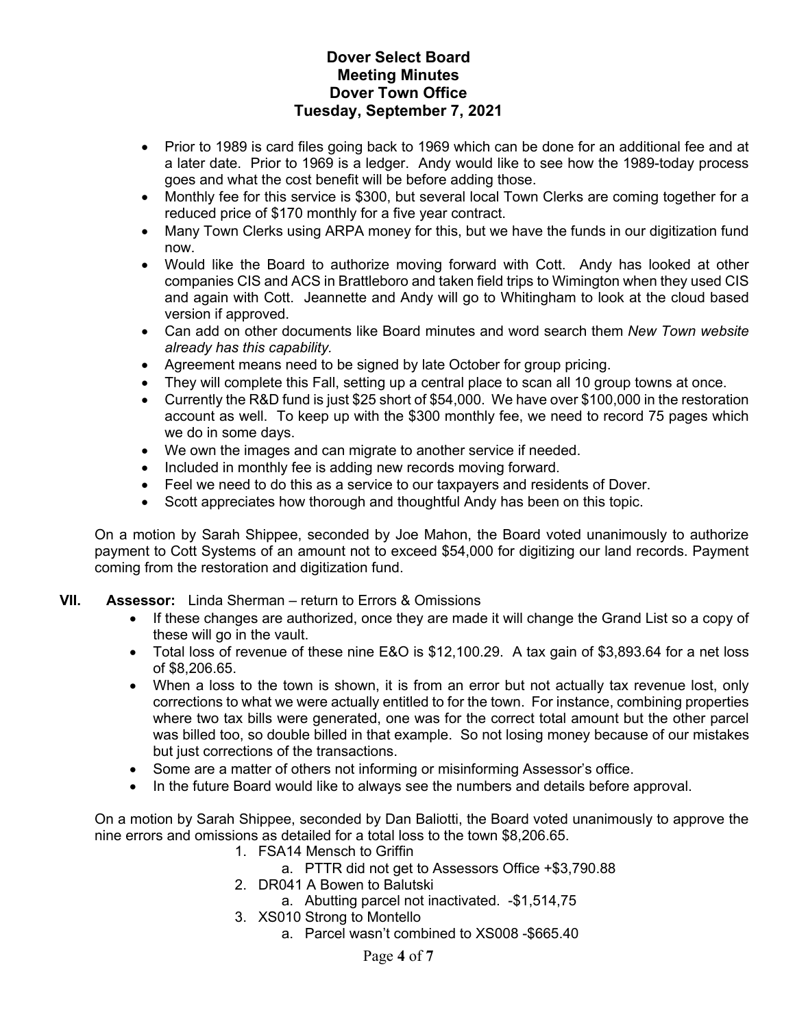# Dover Select Board
## Meeting Minutes
## Dover Town Office
## Tuesday, September 7, 2021

- Prior to 1989 is card files going back to 1969 which can be done for an additional fee and at a later date. Prior to 1969 is a ledger. Andy would like to see how the 1989-today process goes and what the cost benefit will be before adding those.
- Monthly fee for this service is $300, but several local Town Clerks are coming together for a reduced price of $170 monthly for a five year contract.
- Many Town Clerks using ARPA money for this, but we have the funds in our digitization fund now.
- Would like the Board to authorize moving forward with Cott. Andy has looked at other companies CIS and ACS in Brattleboro and taken field trips to Wimington when they used CIS and again with Cott. Jeannette and Andy will go to Whitingham to look at the cloud based version if approved.
- Can add on other documents like Board minutes and word search them *New Town website already has this capability.*
- Agreement means need to be signed by late October for group pricing.
- They will complete this Fall, setting up a central place to scan all 10 group towns at once.
- Currently the R&D fund is just $25 short of $54,000. We have over $100,000 in the restoration account as well. To keep up with the $300 monthly fee, we need to record 75 pages which we do in some days.
- We own the images and can migrate to another service if needed.
- Included in monthly fee is adding new records moving forward.
- Feel we need to do this as a service to our taxpayers and residents of Dover.
- Scott appreciates how thorough and thoughtful Andy has been on this topic.

On a motion by Sarah Shippee, seconded by Joe Mahon, the Board voted unanimously to authorize payment to Cott Systems of an amount not to exceed $54,000 for digitizing our land records. Payment coming from the restoration and digitization fund.

**VII. Assessor:** Linda Sherman – return to Errors & Omissions

- If these changes are authorized, once they are made it will change the Grand List so a copy of these will go in the vault.
- Total loss of revenue of these nine E&O is $12,100.29. A tax gain of $3,893.64 for a net loss of $8,206.65.
- When a loss to the town is shown, it is from an error but not actually tax revenue lost, only corrections to what we were actually entitled to for the town. For instance, combining properties where two tax bills were generated, one was for the correct total amount but the other parcel was billed too, so double billed in that example. So not losing money because of our mistakes but just corrections of the transactions.
- Some are a matter of others not informing or misinforming Assessor's office.
- In the future Board would like to always see the numbers and details before approval.

On a motion by Sarah Shippee, seconded by Dan Baliotti, the Board voted unanimously to approve the nine errors and omissions as detailed for a total loss to the town $8,206.65.

1. FSA14 Mensch to Griffin
   a. PTTR did not get to Assessors Office +$3,790.88
2. DR041 A Bowen to Balutski
   a. Abutting parcel not inactivated. -$1,514,75
3. XS010 Strong to Montello
   a. Parcel wasn't combined to XS008 -$665.40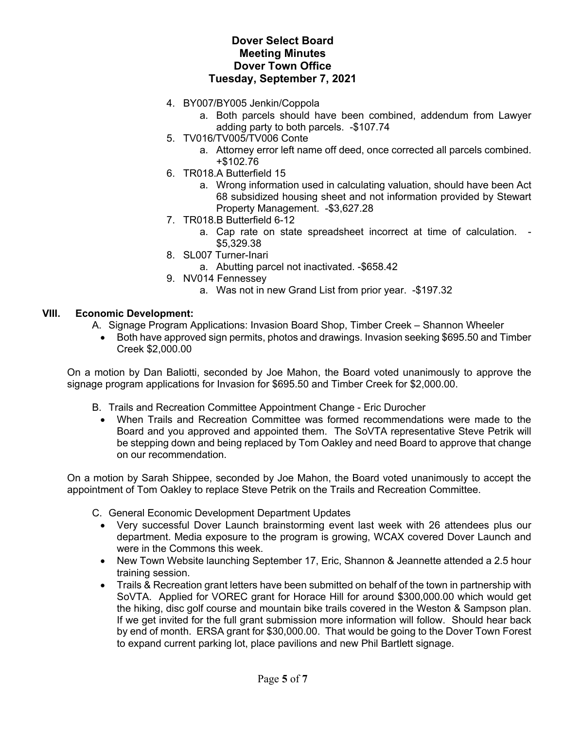# Dover Select Board
# Meeting Minutes
# Dover Town Office
# Tuesday, September 7, 2021

4. BY007/BY005 Jenkin/Coppola
   a. Both parcels should have been combined, addendum from Lawyer adding party to both parcels. -$107.74
5. TV016/TV005/TV006 Conte
   a. Attorney error left name off deed, once corrected all parcels combined. +$102.76
6. TR018.A Butterfield 15
   a. Wrong information used in calculating valuation, should have been Act 68 subsidized housing sheet and not information provided by Stewart Property Management. -$3,627.28
7. TR018.B Butterfield 6-12
   a. Cap rate on state spreadsheet incorrect at time of calculation. -$5,329.38
8. SL007 Turner-Inari
   a. Abutting parcel not inactivated. -$658.42
9. NV014 Fennessey
   a. Was not in new Grand List from prior year. -$197.32

## VIII. Economic Development:

A. Signage Program Applications: Invasion Board Shop, Timber Creek – Shannon Wheeler

- Both have approved sign permits, photos and drawings. Invasion seeking $695.50 and Timber Creek $2,000.00

On a motion by Dan Baliotti, seconded by Joe Mahon, the Board voted unanimously to approve the signage program applications for Invasion for $695.50 and Timber Creek for $2,000.00.

B. Trails and Recreation Committee Appointment Change - Eric Durocher

- When Trails and Recreation Committee was formed recommendations were made to the Board and you approved and appointed them. The SoVTA representative Steve Petrik will be stepping down and being replaced by Tom Oakley and need Board to approve that change on our recommendation.

On a motion by Sarah Shippee, seconded by Joe Mahon, the Board voted unanimously to accept the appointment of Tom Oakley to replace Steve Petrik on the Trails and Recreation Committee.

C. General Economic Development Department Updates

- Very successful Dover Launch brainstorming event last week with 26 attendees plus our department. Media exposure to the program is growing, WCAX covered Dover Launch and were in the Commons this week.
- New Town Website launching September 17, Eric, Shannon & Jeannette attended a 2.5 hour training session.
- Trails & Recreation grant letters have been submitted on behalf of the town in partnership with SoVTA. Applied for VOREC grant for Horace Hill for around $300,000.00 which would get the hiking, disc golf course and mountain bike trails covered in the Weston & Sampson plan. If we get invited for the full grant submission more information will follow. Should hear back by end of month. ERSA grant for $30,000.00. That would be going to the Dover Town Forest to expand current parking lot, place pavilions and new Phil Bartlett signage.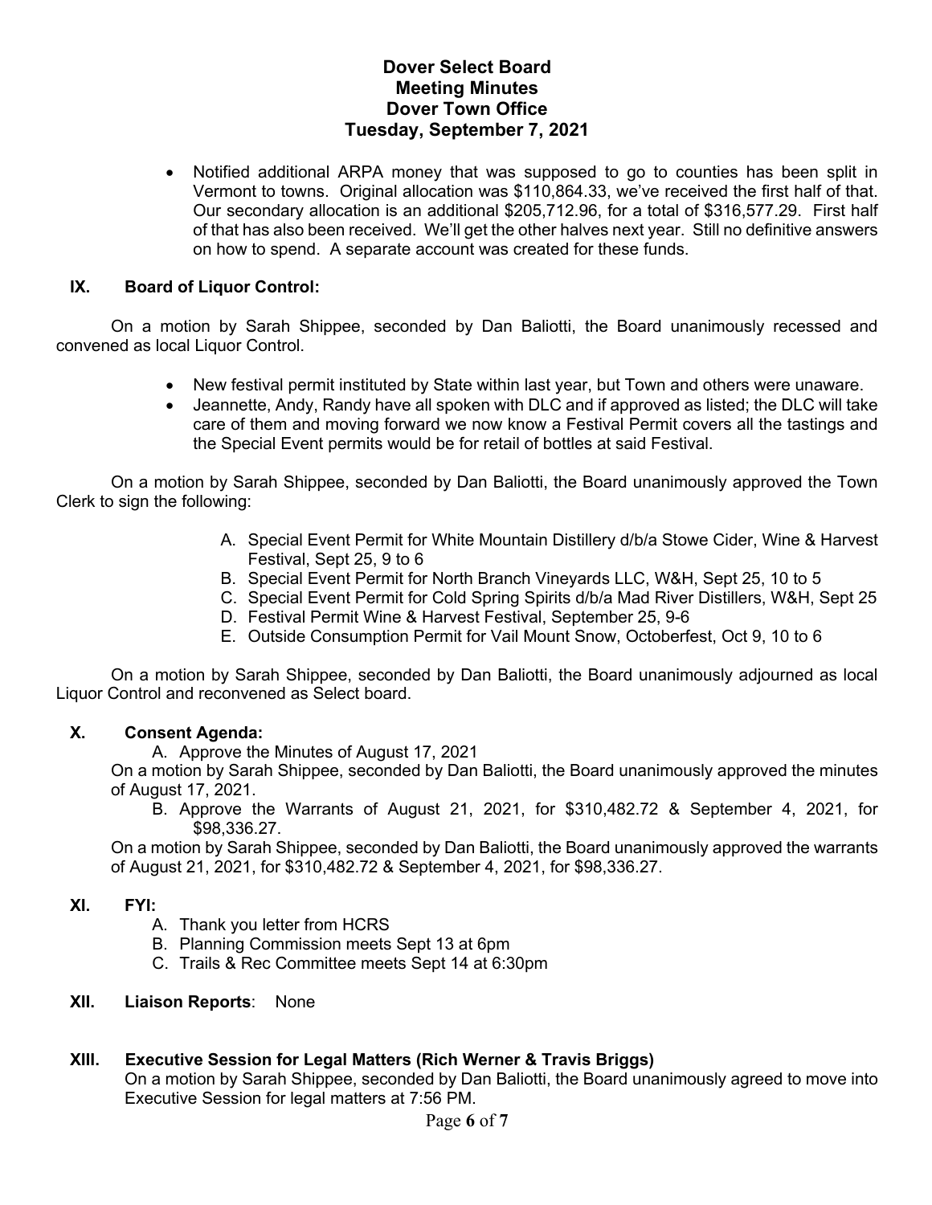**Dover Select Board**
**Meeting Minutes**
**Dover Town Office**
**Tuesday, September 7, 2021**

- Notified additional ARPA money that was supposed to go to counties has been split in Vermont to towns. Original allocation was $110,864.33, we've received the first half of that. Our secondary allocation is an additional $205,712.96, for a total of $316,577.29. First half of that has also been received. We'll get the other halves next year. Still no definitive answers on how to spend. A separate account was created for these funds.

## IX. Board of Liquor Control:

On a motion by Sarah Shippee, seconded by Dan Baliotti, the Board unanimously recessed and convened as local Liquor Control.

- New festival permit instituted by State within last year, but Town and others were unaware.
- Jeannette, Andy, Randy have all spoken with DLC and if approved as listed; the DLC will take care of them and moving forward we now know a Festival Permit covers all the tastings and the Special Event permits would be for retail of bottles at said Festival.

On a motion by Sarah Shippee, seconded by Dan Baliotti, the Board unanimously approved the Town Clerk to sign the following:

A. Special Event Permit for White Mountain Distillery d/b/a Stowe Cider, Wine & Harvest Festival, Sept 25, 9 to 6
B. Special Event Permit for North Branch Vineyards LLC, W&H, Sept 25, 10 to 5
C. Special Event Permit for Cold Spring Spirits d/b/a Mad River Distillers, W&H, Sept 25
D. Festival Permit Wine & Harvest Festival, September 25, 9-6
E. Outside Consumption Permit for Vail Mount Snow, Octoberfest, Oct 9, 10 to 6

On a motion by Sarah Shippee, seconded by Dan Baliotti, the Board unanimously adjourned as local Liquor Control and reconvened as Select board.

## X. Consent Agenda:

A. Approve the Minutes of August 17, 2021

On a motion by Sarah Shippee, seconded by Dan Baliotti, the Board unanimously approved the minutes of August 17, 2021.

B. Approve the Warrants of August 21, 2021, for $310,482.72 & September 4, 2021, for $98,336.27.

On a motion by Sarah Shippee, seconded by Dan Baliotti, the Board unanimously approved the warrants of August 21, 2021, for $310,482.72 & September 4, 2021, for $98,336.27.

## XI. FYI:

A. Thank you letter from HCRS
B. Planning Commission meets Sept 13 at 6pm
C. Trails & Rec Committee meets Sept 14 at 6:30pm

## XII. Liaison Reports: None

## XIII. Executive Session for Legal Matters (Rich Werner & Travis Briggs)

On a motion by Sarah Shippee, seconded by Dan Baliotti, the Board unanimously agreed to move into Executive Session for legal matters at 7:56 PM.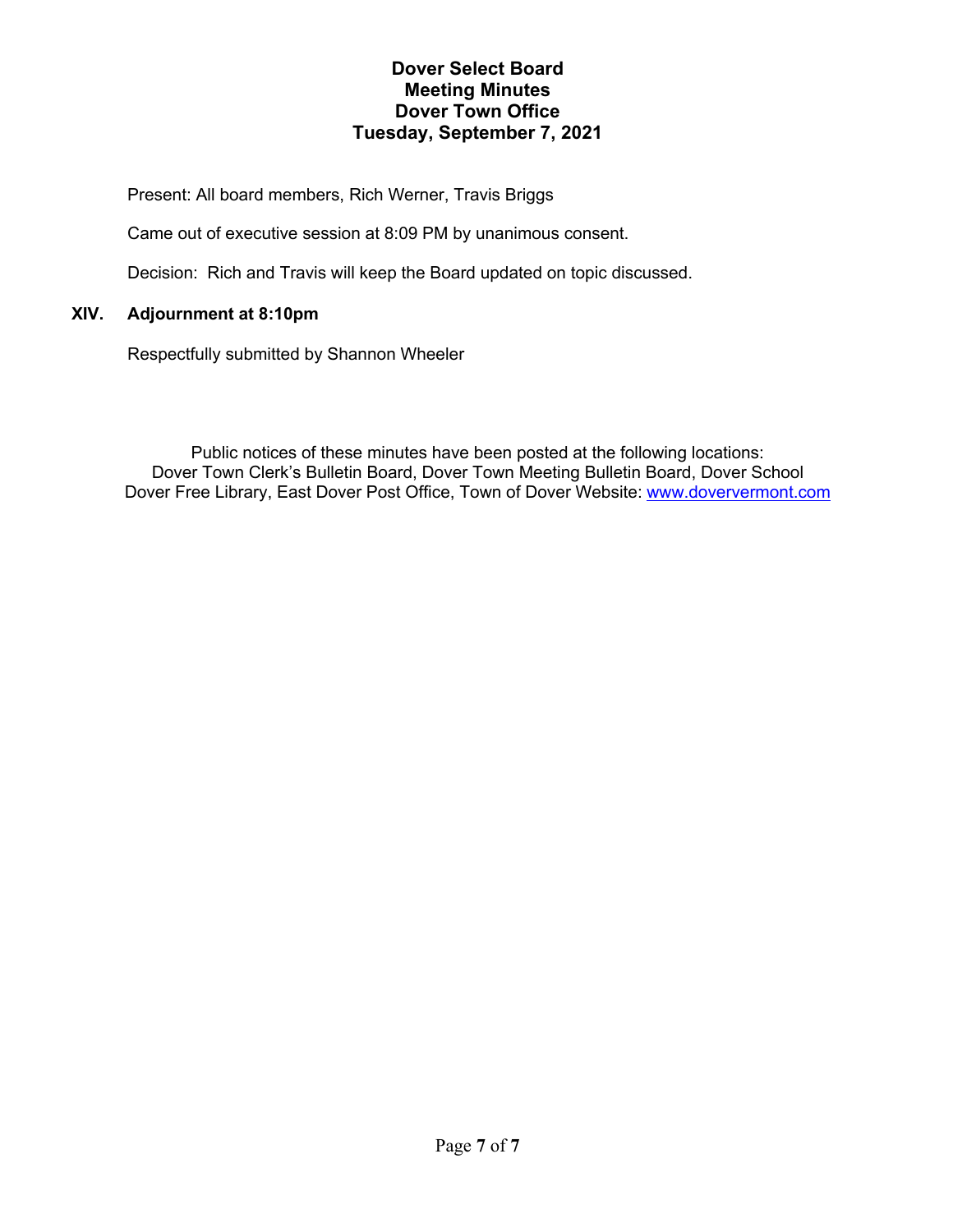# Dover Select Board
## Meeting Minutes
## Dover Town Office
## Tuesday, September 7, 2021

Present: All board members, Rich Werner, Travis Briggs

Came out of executive session at 8:09 PM by unanimous consent.

Decision: Rich and Travis will keep the Board updated on topic discussed.

### XIV. Adjournment at 8:10pm

Respectfully submitted by Shannon Wheeler

Public notices of these minutes have been posted at the following locations:
Dover Town Clerk's Bulletin Board, Dover Town Meeting Bulletin Board, Dover School
Dover Free Library, East Dover Post Office, Town of Dover Website: www.doververmont.com